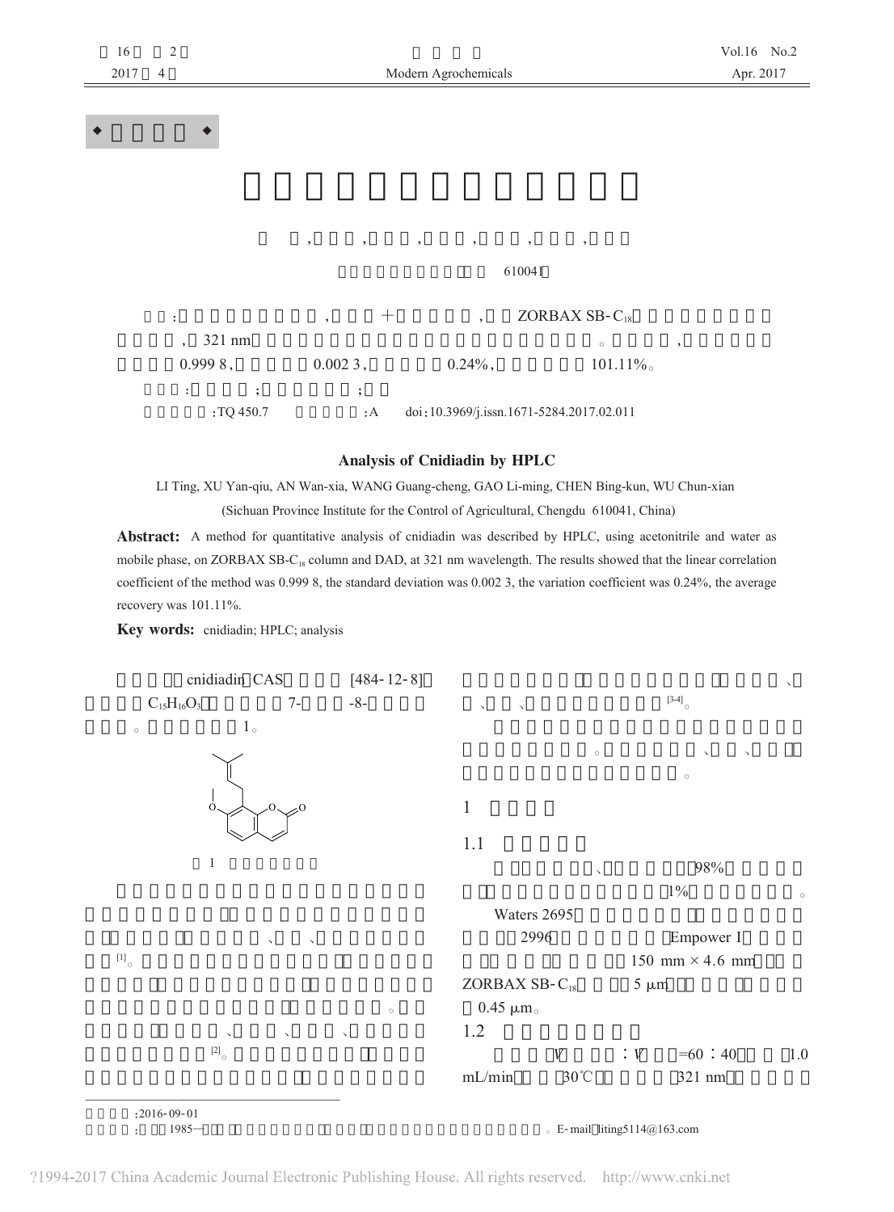◆

,,,,,,

610041

: , + , ZORBAX SB-$C_{18}$

, 321 nm 。 ,

0.999 8, 0.002 3, 0.24%, 101.11%。

: ; ;

:TQ 450.7 :A doi:10.3969/j.issn.1671-5284.2017.02.011

## Analysis of Cnidiadin by HPLC

LI Ting, XU Yan-qiu, AN Wan-xia, WANG Guang-cheng, GAO Li-ming, CHEN Bing-kun, WU Chun-xian

(Sichuan Province Institute for the Control of Agricultural, Chengdu 610041, China)

**Abstract:** A method for quantitative analysis of cnidiadin was described by HPLC, using acetonitrile and water as mobile phase, on ZORBAX SB-$C_{18}$ column and DAD, at 321 nm wavelength. The results showed that the linear correlation coefficient of the method was 0.999 8, the standard deviation was 0.002 3, the variation coefficient was 0.24%, the average recovery was 101.11%.

**Key words:** cnidiadin; HPLC; analysis

cnidiadin CAS [484-12-8] $C_{15}H_{16}O_3$ 7- -8- 。 1。

1

、、[1]。

。

、、、[2]。

、、、[3-4]。

。 、、

。

## 1

### 1.1

、 98%

1% 。

Waters 2695

2996 Empower I

150 mm × 4.6 mm

ZORBAX SB-$C_{18}$ 5 μm

0.45 μm。

### 1.2

V :V =60 :40 1.0 mL/min 30℃ 321 nm

:2016-09-01

: 1985— 。E-mail liting5114@163.com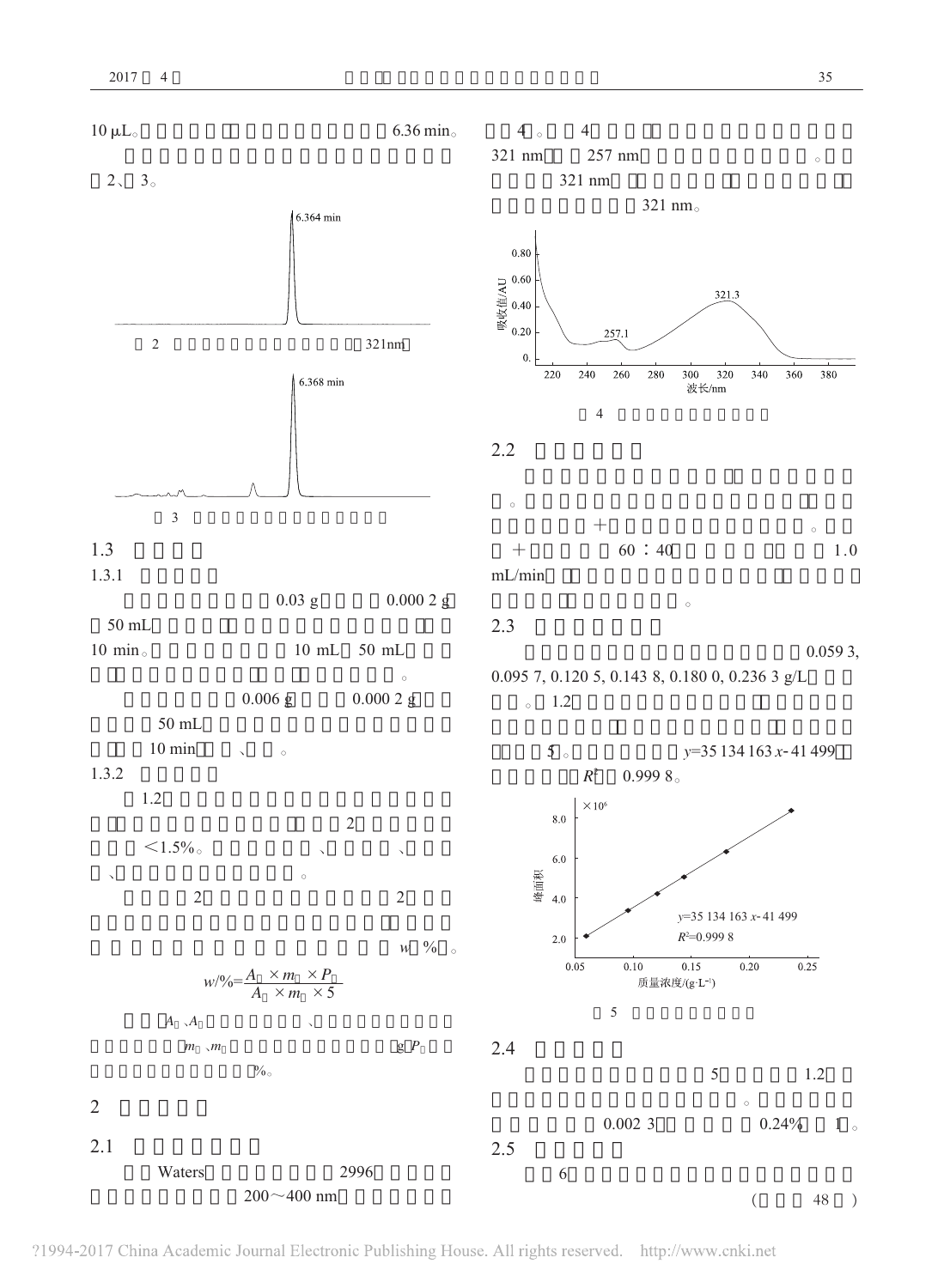10 μL。　　　　　　　　　　　　6.36 min。

2、3。

图 2　　　　　　　　　　　　　321nm

图 3

## 1.3

### 1.3.1

0.03 g　　　0.000 2 g　50 mL　　　　　　　　　　　　　10 min。　　　　　10 mL　50 mL　　　　　　　　　　。

0.006 g　　　0.000 2 g　　50 mL　　　10 min　　、　。

### 1.3.2

1.2　　　　　　　　　　　　　2　　　　　　<1.5%。　　　　、　　　、　　、　　　　　。

2　　　　　　　　2　　　　　　　　　　　　　　　　　　　　　　*w* %。

$$w/\%=\frac{A \times m \times P}{A \times m \times 5}$$

*A*、*A*　　　　、　　　　　*m*、*m*　　　　　　　g *P*　　　　　　%。

## 2

## 2.1

Waters　　　　　2996　　　　　200～400 nm

4。　4　　　　321 nm　　257 nm　　　　　　。　　321 nm　　　　　　　　　　321 nm。

图 4

## 2.2

。　　　　　　　　　+　　　　　　　　。　+　　　60∶40　　　　　　1.0 mL/min　　　　　　　　　　　　　　　。

## 2.3

0.059 3, 0.095 7, 0.120 5, 0.143 8, 0.180 0, 0.236 3 g/L　　。　1.2　　　　　　　　　　　　　　　5。　　　　$y$=35 134 163 $x$-41 499　　　$R^2$　0.999 8。

图 5

## 2.4

5　　　　1.2　　　　　　。　　　0.002 3　　　0.24%　　1。

## 2.5

6

(　　48　)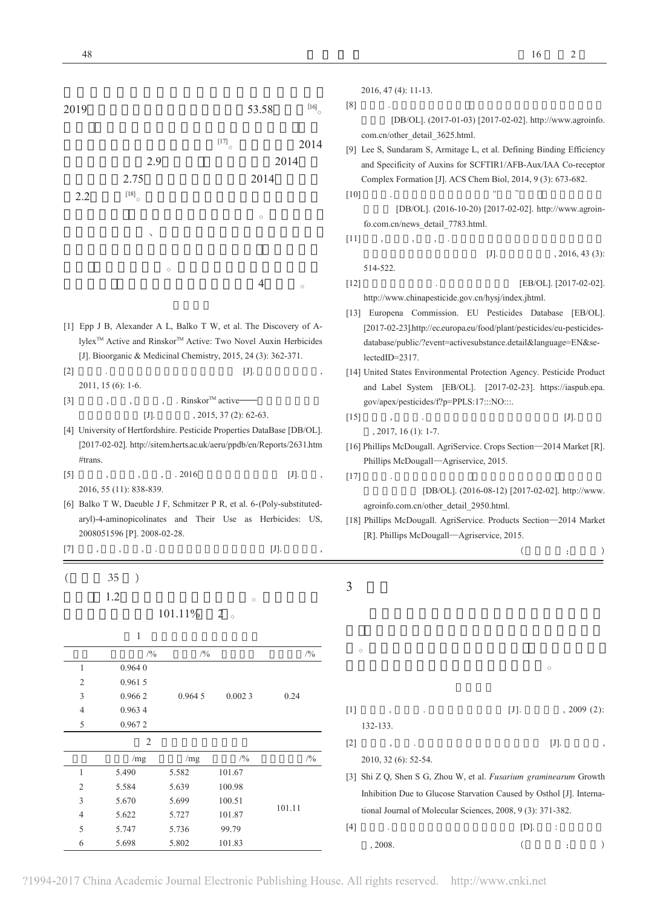2019 53.58 [16]。

[17]。 2014

2.9 2014

2.75 2014

2.2 [18]。

。

、

。

4 。

[1] Epp J B, Alexander A L, Balko T W, et al. The Discovery of Arylex™ Active and Rinskor™ Active: Two Novel Auxin Herbicides [J]. Bioorganic & Medicinal Chemistry, 2015, 24 (3): 362-371.

[2] . [J]. , 2011, 15 (6): 1-6.

[3] , , , . Rinskor™ active—— [J]. , 2015, 37 (2): 62-63.

[4] University of Hertfordshire. Pesticide Properties DataBase [DB/OL]. [2017-02-02]. http://sitem.herts.ac.uk/aeru/ppdb/en/Reports/2631.htm #trans.

[5] , , , . 2016 [J]. , 2016, 55 (11): 838-839.

[6] Balko T W, Daeuble J F, Schmitzer P R, et al. 6-(Poly-substituted-aryl)-4-aminopicolinates and Their Use as Herbicides: US, 2008051596 [P]. 2008-02-28.

[7] , , , . [J]. , 2016, 47 (4): 11-13.

[8] . [DB/OL]. (2017-01-03) [2017-02-02]. http://www.agroinfo.com.cn/other_detail_3625.html.

[9] Lee S, Sundaram S, Armitage L, et al. Defining Binding Efficiency and Specificity of Auxins for SCFTIR1/AFB-Aux/IAA Co-receptor Complex Formation [J]. ACS Chem Biol, 2014, 9 (3): 673-682.

[10] . " " [DB/OL]. (2016-10-20) [2017-02-02]. http://www.agroinfo.com.cn/news_detail_7783.html.

[11] , , , . [J]. , 2016, 43 (3): 514-522.

[12] . [EB/OL]. [2017-02-02]. http://www.chinapesticide.gov.cn/hysj/index.jhtml.

[13] Europena Commission. EU Pesticides Database [EB/OL]. [2017-02-23].http://ec.europa.eu/food/plant/pesticides/eu-pesticides-database/public/?event=activesubstance.detail&language=EN&selectedID=2317.

[14] United States Environmental Protection Agency. Pesticide Product and Label System [EB/OL]. [2017-02-23]. https://iaspub.epa.gov/apex/pesticides/f?p=PPLS:17:::NO:::.

[15] , . [J]. , 2017, 16 (1): 1-7.

[16] Phillips McDougall. AgriService. Crops Section—2014 Market [R]. Phillips McDougall—Agriservice, 2015.

[17] . [DB/OL]. (2016-08-12) [2017-02-02]. http://www.agroinfo.com.cn/other_detail_2950.html.

[18] Phillips McDougall. AgriService. Products Section—2014 Market [R]. Phillips McDougall—Agriservice, 2015.

( ; )

( 35 )

1.2 。

101.11% 2 。

1

| | /% | /% | | /% |
|---|---|---|---|---|
| 1 | 0.964 0 | | | |
| 2 | 0.961 5 | | | |
| 3 | 0.966 2 | 0.964 5 | 0.002 3 | 0.24 |
| 4 | 0.963 4 | | | |
| 5 | 0.967 2 | | | |

2

| | /mg | /mg | /% | /% |
|---|---|---|---|---|
| 1 | 5.490 | 5.582 | 101.67 | |
| 2 | 5.584 | 5.639 | 100.98 | |
| 3 | 5.670 | 5.699 | 100.51 | 101.11 |
| 4 | 5.622 | 5.727 | 101.87 | |
| 5 | 5.747 | 5.736 | 99.79 | |
| 6 | 5.698 | 5.802 | 101.83 | |

## 3

。

。

[1] , . [J]. , 2009 (2): 132-133.

[2] , . [J]. , 2010, 32 (6): 52-54.

[3] Shi Z Q, Shen S G, Zhou W, et al. *Fusarium graminearum* Growth Inhibition Due to Glucose Starvation Caused by Osthol [J]. International Journal of Molecular Sciences, 2008, 9 (3): 371-382.

[4] . [D]. : , 2008.

( ; )